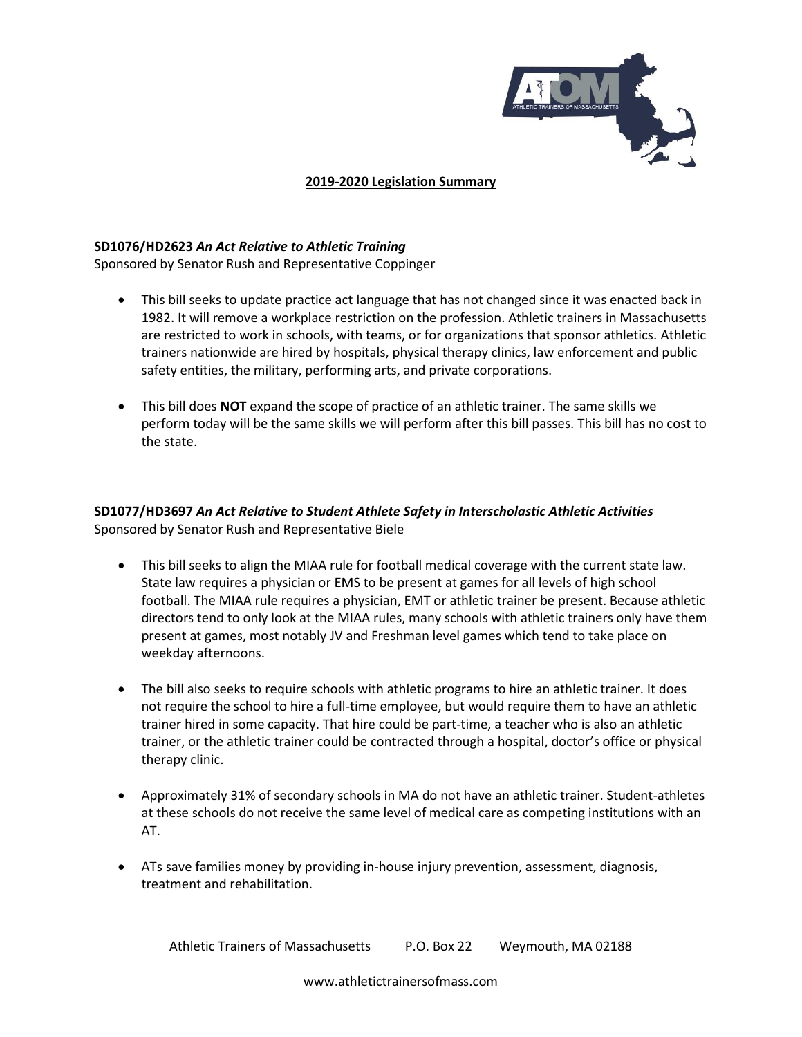## 2019-2020 Legislation Summary

### SD1076/HD2623 *An Act Relative to Athletic Training*

Sponsored by Senator Rush and Representative Coppinger

- This bill seeks to update practice act language that has not changed since it was enacted back in 1982. It will remove a workplace restriction on the profession. Athletic trainers in Massachusetts are restricted to work in schools, with teams, or for organizations that sponsor athletics. Athletic trainers nationwide are hired by hospitals, physical therapy clinics, law enforcement and public safety entities, the military, performing arts, and private corporations.
- This bill does **NOT** expand the scope of practice of an athletic trainer. The same skills we perform today will be the same skills we will perform after this bill passes. This bill has no cost to the state.

### SD1077/HD3697 *An Act Relative to Student Athlete Safety in Interscholastic Athletic Activities*

Sponsored by Senator Rush and Representative Biele

- This bill seeks to align the MIAA rule for football medical coverage with the current state law. State law requires a physician or EMS to be present at games for all levels of high school football. The MIAA rule requires a physician, EMT or athletic trainer be present. Because athletic directors tend to only look at the MIAA rules, many schools with athletic trainers only have them present at games, most notably JV and Freshman level games which tend to take place on weekday afternoons.
- The bill also seeks to require schools with athletic programs to hire an athletic trainer. It does not require the school to hire a full-time employee, but would require them to have an athletic trainer hired in some capacity. That hire could be part-time, a teacher who is also an athletic trainer, or the athletic trainer could be contracted through a hospital, doctor's office or physical therapy clinic.
- Approximately 31% of secondary schools in MA do not have an athletic trainer. Student-athletes at these schools do not receive the same level of medical care as competing institutions with an AT.
- ATs save families money by providing in-house injury prevention, assessment, diagnosis, treatment and rehabilitation.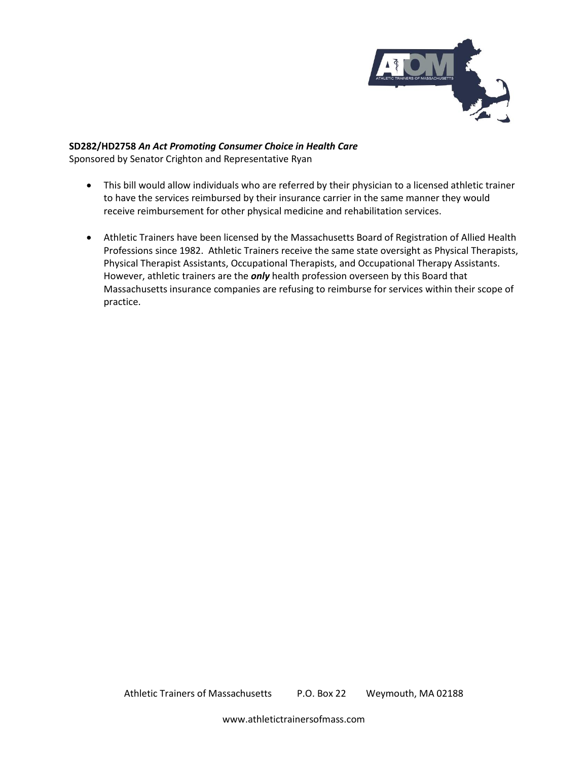**SD282/HD2758** ***An Act Promoting Consumer Choice in Health Care***
Sponsored by Senator Crighton and Representative Ryan

- This bill would allow individuals who are referred by their physician to a licensed athletic trainer to have the services reimbursed by their insurance carrier in the same manner they would receive reimbursement for other physical medicine and rehabilitation services.

- Athletic Trainers have been licensed by the Massachusetts Board of Registration of Allied Health Professions since 1982. Athletic Trainers receive the same state oversight as Physical Therapists, Physical Therapist Assistants, Occupational Therapists, and Occupational Therapy Assistants. However, athletic trainers are the ***only*** health profession overseen by this Board that Massachusetts insurance companies are refusing to reimburse for services within their scope of practice.

Athletic Trainers of Massachusetts P.O. Box 22 Weymouth, MA 02188

www.athletictrainersofmass.com